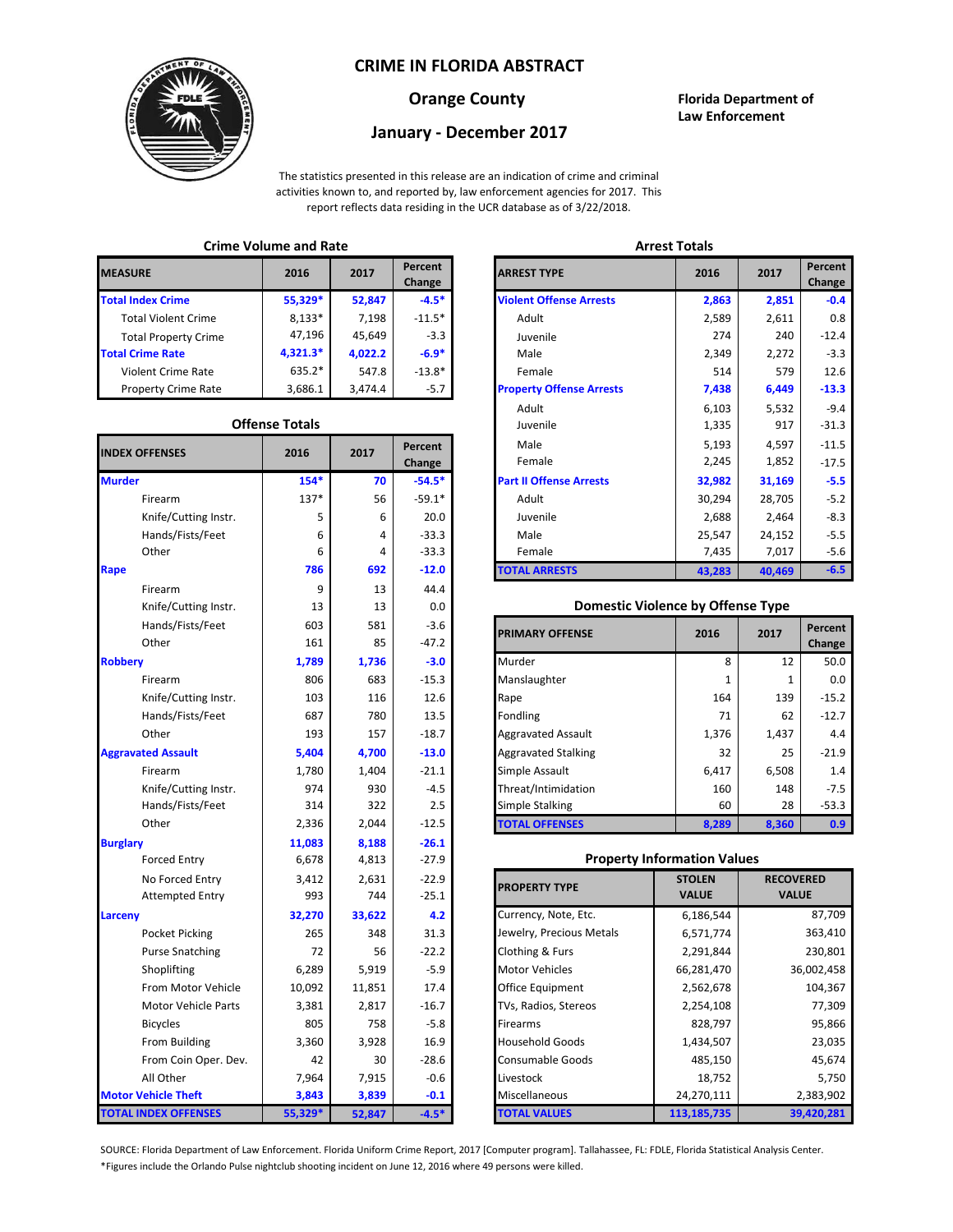# CRIME IN FLORIDA ABSTRACT

## Orange County

## January - December 2017

**Florida Department of Law Enforcement**

The statistics presented in this release are an indication of crime and criminal activities known to, and reported by, law enforcement agencies for 2017. This report reflects data residing in the UCR database as of 3/22/2018.

### Crime Volume and Rate

| MEASURE | 2016 | 2017 | Percent Change |
|---|---|---|---|
| **Total Index Crime** | **55,329*** | **52,847** | **-4.5*** |
| Total Violent Crime | 8,133* | 7,198 | -11.5* |
| Total Property Crime | 47,196 | 45,649 | -3.3 |
| **Total Crime Rate** | **4,321.3*** | **4,022.2** | **-6.9*** |
| Violent Crime Rate | 635.2* | 547.8 | -13.8* |
| Property Crime Rate | 3,686.1 | 3,474.4 | -5.7 |

### Offense Totals

| INDEX OFFENSES | 2016 | 2017 | Percent Change |
|---|---|---|---|
| **Murder** | **154*** | **70** | **-54.5*** |
| Firearm | 137* | 56 | -59.1* |
| Knife/Cutting Instr. | 5 | 6 | 20.0 |
| Hands/Fists/Feet | 6 | 4 | -33.3 |
| Other | 6 | 4 | -33.3 |
| **Rape** | **786** | **692** | **-12.0** |
| Firearm | 9 | 13 | 44.4 |
| Knife/Cutting Instr. | 13 | 13 | 0.0 |
| Hands/Fists/Feet | 603 | 581 | -3.6 |
| Other | 161 | 85 | -47.2 |
| **Robbery** | **1,789** | **1,736** | **-3.0** |
| Firearm | 806 | 683 | -15.3 |
| Knife/Cutting Instr. | 103 | 116 | 12.6 |
| Hands/Fists/Feet | 687 | 780 | 13.5 |
| Other | 193 | 157 | -18.7 |
| **Aggravated Assault** | **5,404** | **4,700** | **-13.0** |
| Firearm | 1,780 | 1,404 | -21.1 |
| Knife/Cutting Instr. | 974 | 930 | -4.5 |
| Hands/Fists/Feet | 314 | 322 | 2.5 |
| Other | 2,336 | 2,044 | -12.5 |
| **Burglary** | **11,083** | **8,188** | **-26.1** |
| Forced Entry | 6,678 | 4,813 | -27.9 |
| No Forced Entry | 3,412 | 2,631 | -22.9 |
| Attempted Entry | 993 | 744 | -25.1 |
| **Larceny** | **32,270** | **33,622** | **4.2** |
| Pocket Picking | 265 | 348 | 31.3 |
| Purse Snatching | 72 | 56 | -22.2 |
| Shoplifting | 6,289 | 5,919 | -5.9 |
| From Motor Vehicle | 10,092 | 11,851 | 17.4 |
| Motor Vehicle Parts | 3,381 | 2,817 | -16.7 |
| Bicycles | 805 | 758 | -5.8 |
| From Building | 3,360 | 3,928 | 16.9 |
| From Coin Oper. Dev. | 42 | 30 | -28.6 |
| All Other | 7,964 | 7,915 | -0.6 |
| **Motor Vehicle Theft** | **3,843** | **3,839** | **-0.1** |
| **TOTAL INDEX OFFENSES** | **55,329*** | **52,847** | **-4.5*** |

### Arrest Totals

| ARREST TYPE | 2016 | 2017 | Percent Change |
|---|---|---|---|
| **Violent Offense Arrests** | **2,863** | **2,851** | **-0.4** |
| Adult | 2,589 | 2,611 | 0.8 |
| Juvenile | 274 | 240 | -12.4 |
| Male | 2,349 | 2,272 | -3.3 |
| Female | 514 | 579 | 12.6 |
| **Property Offense Arrests** | **7,438** | **6,449** | **-13.3** |
| Adult | 6,103 | 5,532 | -9.4 |
| Juvenile | 1,335 | 917 | -31.3 |
| Male | 5,193 | 4,597 | -11.5 |
| Female | 2,245 | 1,852 | -17.5 |
| **Part II Offense Arrests** | **32,982** | **31,169** | **-5.5** |
| Adult | 30,294 | 28,705 | -5.2 |
| Juvenile | 2,688 | 2,464 | -8.3 |
| Male | 25,547 | 24,152 | -5.5 |
| Female | 7,435 | 7,017 | -5.6 |
| **TOTAL ARRESTS** | **43,283** | **40,469** | **-6.5** |

### Domestic Violence by Offense Type

| PRIMARY OFFENSE | 2016 | 2017 | Percent Change |
|---|---|---|---|
| Murder | 8 | 12 | 50.0 |
| Manslaughter | 1 | 1 | 0.0 |
| Rape | 164 | 139 | -15.2 |
| Fondling | 71 | 62 | -12.7 |
| Aggravated Assault | 1,376 | 1,437 | 4.4 |
| Aggravated Stalking | 32 | 25 | -21.9 |
| Simple Assault | 6,417 | 6,508 | 1.4 |
| Threat/Intimidation | 160 | 148 | -7.5 |
| Simple Stalking | 60 | 28 | -53.3 |
| **TOTAL OFFENSES** | **8,289** | **8,360** | **0.9** |

### Property Information Values

| PROPERTY TYPE | STOLEN VALUE | RECOVERED VALUE |
|---|---|---|
| Currency, Note, Etc. | 6,186,544 | 87,709 |
| Jewelry, Precious Metals | 6,571,774 | 363,410 |
| Clothing & Furs | 2,291,844 | 230,801 |
| Motor Vehicles | 66,281,470 | 36,002,458 |
| Office Equipment | 2,562,678 | 104,367 |
| TVs, Radios, Stereos | 2,254,108 | 77,309 |
| Firearms | 828,797 | 95,866 |
| Household Goods | 1,434,507 | 23,035 |
| Consumable Goods | 485,150 | 45,674 |
| Livestock | 18,752 | 5,750 |
| Miscellaneous | 24,270,111 | 2,383,902 |
| **TOTAL VALUES** | **113,185,735** | **39,420,281** |

SOURCE: Florida Department of Law Enforcement. Florida Uniform Crime Report, 2017 [Computer program]. Tallahassee, FL: FDLE, Florida Statistical Analysis Center.

*Figures include the Orlando Pulse nightclub shooting incident on June 12, 2016 where 49 persons were killed.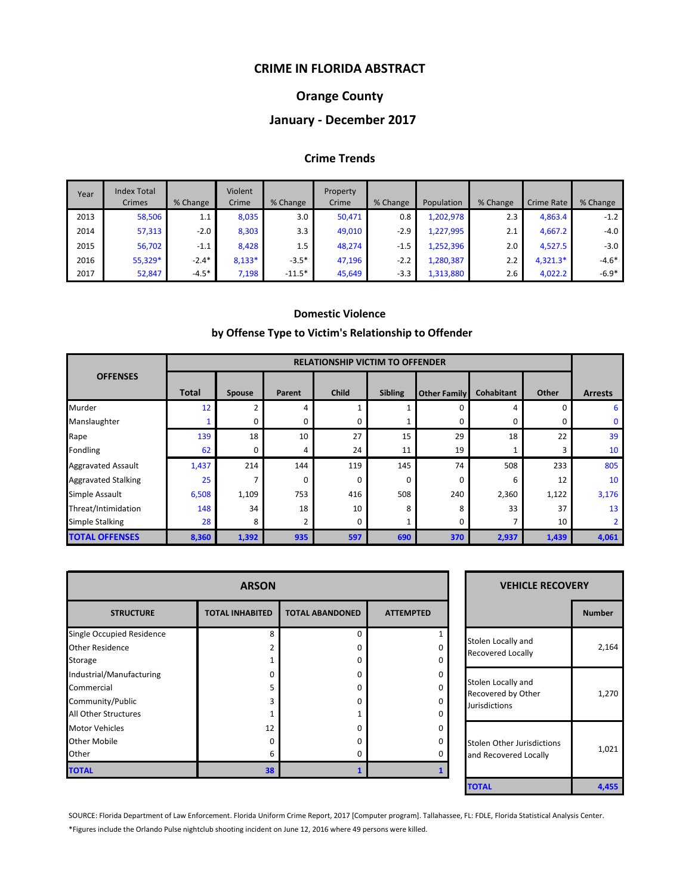# CRIME IN FLORIDA ABSTRACT

## Orange County

## January - December 2017

### Crime Trends

| Year | Index Total Crimes | % Change | Violent Crime | % Change | Property Crime | % Change | Population | % Change | Crime Rate | % Change |
|---|---|---|---|---|---|---|---|---|---|---|
| 2013 | 58,506 | 1.1 | 8,035 | 3.0 | 50,471 | 0.8 | 1,202,978 | 2.3 | 4,863.4 | -1.2 |
| 2014 | 57,313 | -2.0 | 8,303 | 3.3 | 49,010 | -2.9 | 1,227,995 | 2.1 | 4,667.2 | -4.0 |
| 2015 | 56,702 | -1.1 | 8,428 | 1.5 | 48,274 | -1.5 | 1,252,396 | 2.0 | 4,527.5 | -3.0 |
| 2016 | 55,329* | -2.4* | 8,133* | -3.5* | 47,196 | -2.2 | 1,280,387 | 2.2 | 4,321.3* | -4.6* |
| 2017 | 52,847 | -4.5* | 7,198 | -11.5* | 45,649 | -3.3 | 1,313,880 | 2.6 | 4,022.2 | -6.9* |

### Domestic Violence

### by Offense Type to Victim's Relationship to Offender

| OFFENSES | RELATIONSHIP VICTIM TO OFFENDER | | | | | | | | |
|---|---|---|---|---|---|---|---|---|---|
| | Total | Spouse | Parent | Child | Sibling | Other Family | Cohabitant | Other | Arrests |
| Murder | 12 | 2 | 4 | 1 | 1 | 0 | 4 | 0 | 6 |
| Manslaughter | 1 | 0 | 0 | 0 | 1 | 0 | 0 | 0 | 0 |
| Rape | 139 | 18 | 10 | 27 | 15 | 29 | 18 | 22 | 39 |
| Fondling | 62 | 0 | 4 | 24 | 11 | 19 | 1 | 3 | 10 |
| Aggravated Assault | 1,437 | 214 | 144 | 119 | 145 | 74 | 508 | 233 | 805 |
| Aggravated Stalking | 25 | 7 | 0 | 0 | 0 | 0 | 6 | 12 | 10 |
| Simple Assault | 6,508 | 1,109 | 753 | 416 | 508 | 240 | 2,360 | 1,122 | 3,176 |
| Threat/Intimidation | 148 | 34 | 18 | 10 | 8 | 8 | 33 | 37 | 13 |
| Simple Stalking | 28 | 8 | 2 | 0 | 1 | 0 | 7 | 10 | 2 |
| **TOTAL OFFENSES** | **8,360** | **1,392** | **935** | **597** | **690** | **370** | **2,937** | **1,439** | **4,061** |

### ARSON

| STRUCTURE | TOTAL INHABITED | TOTAL ABANDONED | ATTEMPTED |
|---|---|---|---|
| Single Occupied Residence | 8 | 0 | 1 |
| Other Residence | 2 | 0 | 0 |
| Storage | 1 | 0 | 0 |
| Industrial/Manufacturing | 0 | 0 | 0 |
| Commercial | 5 | 0 | 0 |
| Community/Public | 3 | 0 | 0 |
| All Other Structures | 1 | 1 | 0 |
| Motor Vehicles | 12 | 0 | 0 |
| Other Mobile | 0 | 0 | 0 |
| Other | 6 | 0 | 0 |
| **TOTAL** | **38** | **1** | **1** |

### VEHICLE RECOVERY

| | Number |
|---|---|
| Stolen Locally and Recovered Locally | 2,164 |
| Stolen Locally and Recovered by Other Jurisdictions | 1,270 |
| Stolen Other Jurisdictions and Recovered Locally | 1,021 |
| **TOTAL** | **4,455** |

SOURCE: Florida Department of Law Enforcement. Florida Uniform Crime Report, 2017 [Computer program]. Tallahassee, FL: FDLE, Florida Statistical Analysis Center.

*Figures include the Orlando Pulse nightclub shooting incident on June 12, 2016 where 49 persons were killed.